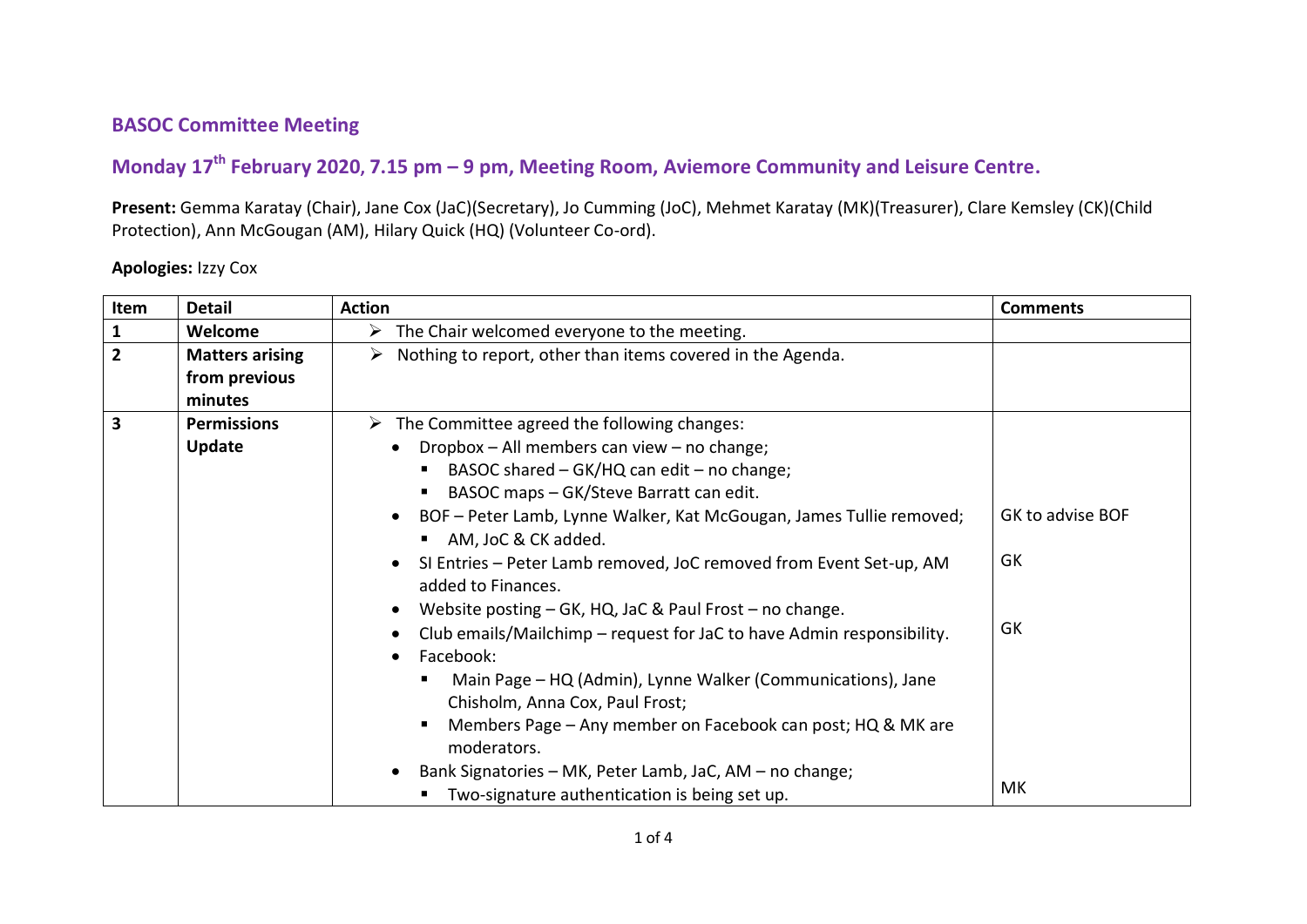## BASOC Committee Meeting

## Monday 17th February 2020, 7.15 pm – 9 pm, Meeting Room, Aviemore Community and Leisure Centre.

**Present:** Gemma Karatay (Chair), Jane Cox (JaC)(Secretary), Jo Cumming (JoC), Mehmet Karatay (MK)(Treasurer), Clare Kemsley (CK)(Child Protection), Ann McGougan (AM), Hilary Quick (HQ) (Volunteer Co-ord).

**Apologies:** Izzy Cox

| Item | Detail | Action | Comments |
|---|---|---|---|
| **1** | **Welcome** | ➢ The Chair welcomed everyone to the meeting. | |
| **2** | **Matters arising from previous minutes** | ➢ Nothing to report, other than items covered in the Agenda. | |
| **3** | **Permissions Update** | ➢ The Committee agreed the following changes:<br>• Dropbox – All members can view – no change;<br>▪ BASOC shared – GK/HQ can edit – no change;<br>▪ BASOC maps – GK/Steve Barratt can edit.<br>• BOF – Peter Lamb, Lynne Walker, Kat McGougan, James Tullie removed;<br>▪ AM, JoC & CK added.<br>• SI Entries – Peter Lamb removed, JoC removed from Event Set-up, AM added to Finances.<br>• Website posting – GK, HQ, JaC & Paul Frost – no change.<br>• Club emails/Mailchimp – request for JaC to have Admin responsibility.<br>• Facebook:<br>▪ Main Page – HQ (Admin), Lynne Walker (Communications), Jane Chisholm, Anna Cox, Paul Frost;<br>▪ Members Page – Any member on Facebook can post; HQ & MK are moderators.<br>• Bank Signatories – MK, Peter Lamb, JaC, AM – no change;<br>▪ Two-signature authentication is being set up. | GK to advise BOF<br><br>GK<br><br>GK<br><br>MK |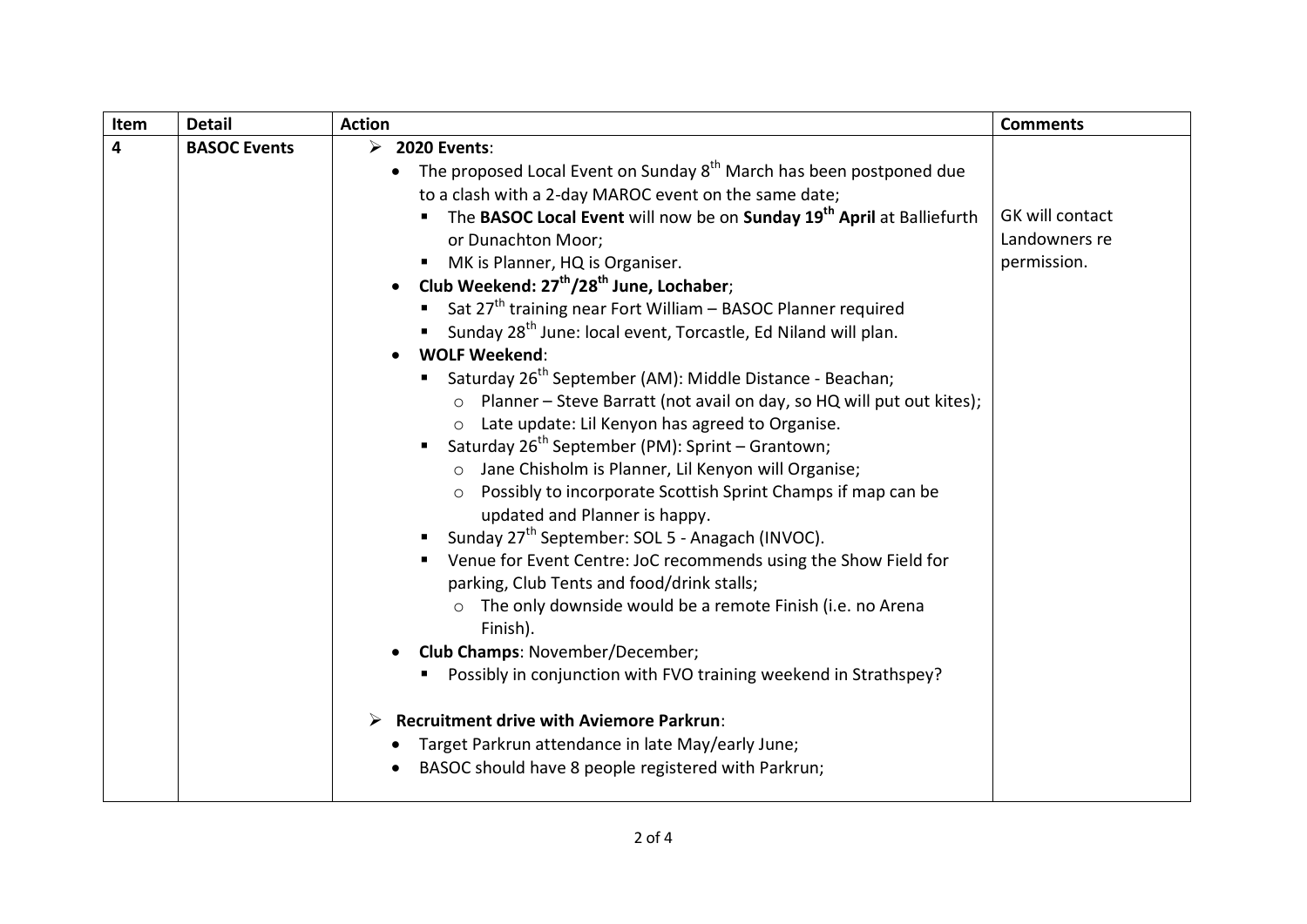| Item | Detail | Action | Comments |
|---|---|---|---|
| **4** | **BASOC Events** | ➢ **2020 Events**:<br>• The proposed Local Event on Sunday 8th March has been postponed due to a clash with a 2-day MAROC event on the same date;<br>  ▪ The **BASOC Local Event** will now be on **Sunday 19th April** at Balliefurth or Dunachton Moor;<br>  ▪ MK is Planner, HQ is Organiser.<br>• **Club Weekend: 27th/28th June, Lochaber**;<br>  ▪ Sat 27th training near Fort William – BASOC Planner required<br>  ▪ Sunday 28th June: local event, Torcastle, Ed Niland will plan.<br>• **WOLF Weekend**:<br>  ▪ Saturday 26th September (AM): Middle Distance - Beachan;<br>    ○ Planner – Steve Barratt (not avail on day, so HQ will put out kites);<br>    ○ Late update: Lil Kenyon has agreed to Organise.<br>  ▪ Saturday 26th September (PM): Sprint – Grantown;<br>    ○ Jane Chisholm is Planner, Lil Kenyon will Organise;<br>    ○ Possibly to incorporate Scottish Sprint Champs if map can be updated and Planner is happy.<br>  ▪ Sunday 27th September: SOL 5 - Anagach (INVOC).<br>  ▪ Venue for Event Centre: JoC recommends using the Show Field for parking, Club Tents and food/drink stalls;<br>    ○ The only downside would be a remote Finish (i.e. no Arena Finish).<br>• **Club Champs**: November/December;<br>  ▪ Possibly in conjunction with FVO training weekend in Strathspey?<br><br>➢ **Recruitment drive with Aviemore Parkrun**:<br>• Target Parkrun attendance in late May/early June;<br>• BASOC should have 8 people registered with Parkrun; | GK will contact Landowners re permission. |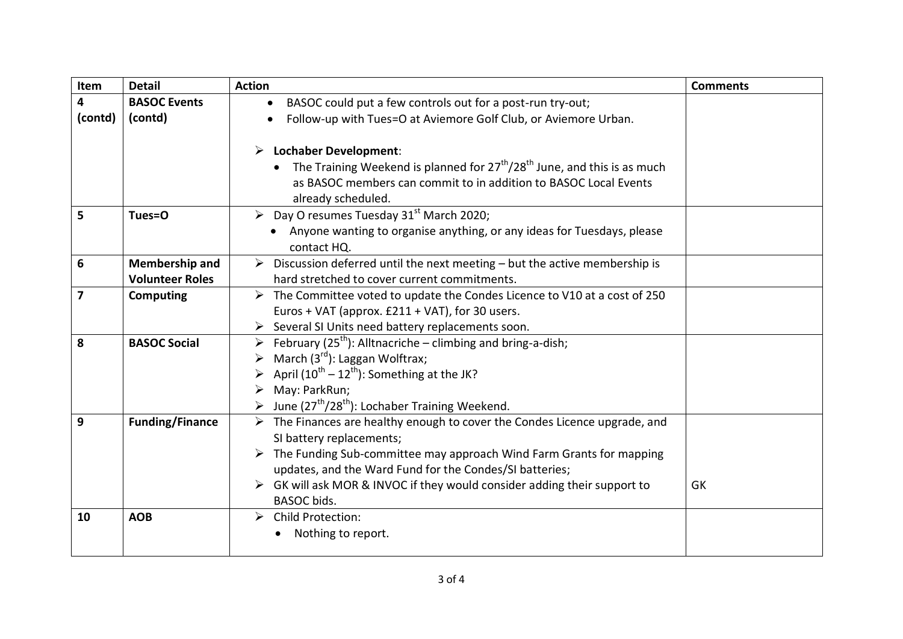| Item | Detail | Action | Comments |
|---|---|---|---|
| 4 (contd) | **BASOC Events (contd)** | • BASOC could put a few controls out for a post-run try-out;<br>• Follow-up with Tues=O at Aviemore Golf Club, or Aviemore Urban.<br><br>➢ **Lochaber Development**:<br>• The Training Weekend is planned for 27th/28th June, and this is as much as BASOC members can commit to in addition to BASOC Local Events already scheduled. | |
| 5 | **Tues=O** | ➢ Day O resumes Tuesday 31st March 2020;<br>• Anyone wanting to organise anything, or any ideas for Tuesdays, please contact HQ. | |
| 6 | **Membership and Volunteer Roles** | ➢ Discussion deferred until the next meeting – but the active membership is hard stretched to cover current commitments. | |
| 7 | **Computing** | ➢ The Committee voted to update the Condes Licence to V10 at a cost of 250 Euros + VAT (approx. £211 + VAT), for 30 users.<br>➢ Several SI Units need battery replacements soon. | |
| 8 | **BASOC Social** | ➢ February (25th): Alltnacriche – climbing and bring-a-dish;<br>➢ March (3rd): Laggan Wolftrax;<br>➢ April (10th – 12th): Something at the JK?<br>➢ May: ParkRun;<br>➢ June (27th/28th): Lochaber Training Weekend. | |
| 9 | **Funding/Finance** | ➢ The Finances are healthy enough to cover the Condes Licence upgrade, and SI battery replacements;<br>➢ The Funding Sub-committee may approach Wind Farm Grants for mapping updates, and the Ward Fund for the Condes/SI batteries;<br>➢ GK will ask MOR & INVOC if they would consider adding their support to BASOC bids. | GK |
| 10 | **AOB** | ➢ Child Protection:<br>• Nothing to report. | |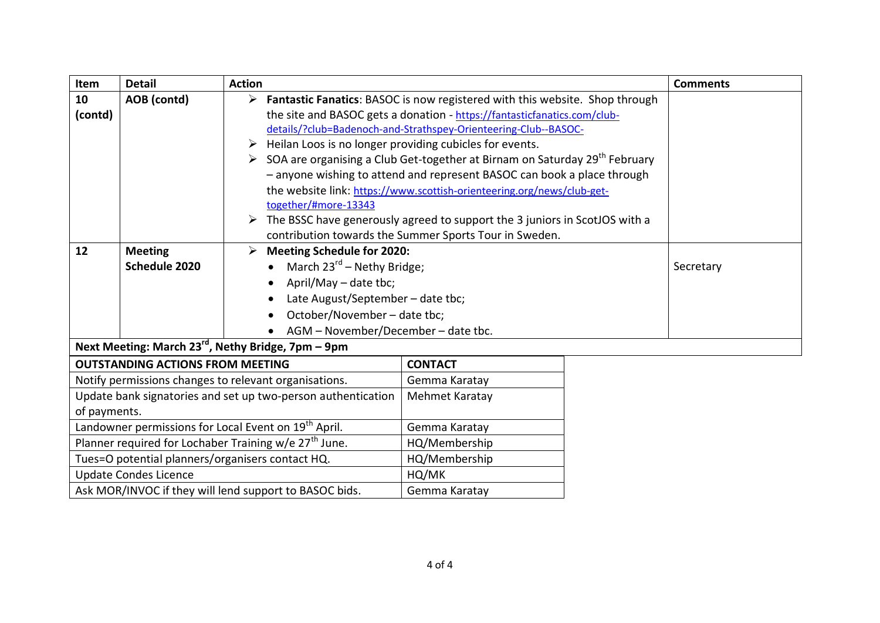| Item | Detail | Action | Comments |
| --- | --- | --- | --- |
| 10 (contd) | AOB (contd) | ➢ **Fantastic Fanatics**: BASOC is now registered with this website. Shop through the site and BASOC gets a donation - https://fantasticfanatics.com/club-details/?club=Badenoch-and-Strathspey-Orienteering-Club--BASOC-<br>➢ Heilan Loos is no longer providing cubicles for events.<br>➢ SOA are organising a Club Get-together at Birnam on Saturday 29th February – anyone wishing to attend and represent BASOC can book a place through the website link: https://www.scottish-orienteering.org/news/club-get-together/#more-13343<br>➢ The BSSC have generously agreed to support the 3 juniors in ScotJOS with a contribution towards the Summer Sports Tour in Sweden. | |
| 12 | **Meeting Schedule 2020** | ➢ **Meeting Schedule for 2020:**<br>• March 23rd – Nethy Bridge;<br>• April/May – date tbc;<br>• Late August/September – date tbc;<br>• October/November – date tbc;<br>• AGM – November/December – date tbc. | Secretary |

**Next Meeting: March 23rd, Nethy Bridge, 7pm – 9pm**

| OUTSTANDING ACTIONS FROM MEETING | CONTACT |
| --- | --- |
| Notify permissions changes to relevant organisations. | Gemma Karatay |
| Update bank signatories and set up two-person authentication of payments. | Mehmet Karatay |
| Landowner permissions for Local Event on 19th April. | Gemma Karatay |
| Planner required for Lochaber Training w/e 27th June. | HQ/Membership |
| Tues=O potential planners/organisers contact HQ. | HQ/Membership |
| Update Condes Licence | HQ/MK |
| Ask MOR/INVOC if they will lend support to BASOC bids. | Gemma Karatay |